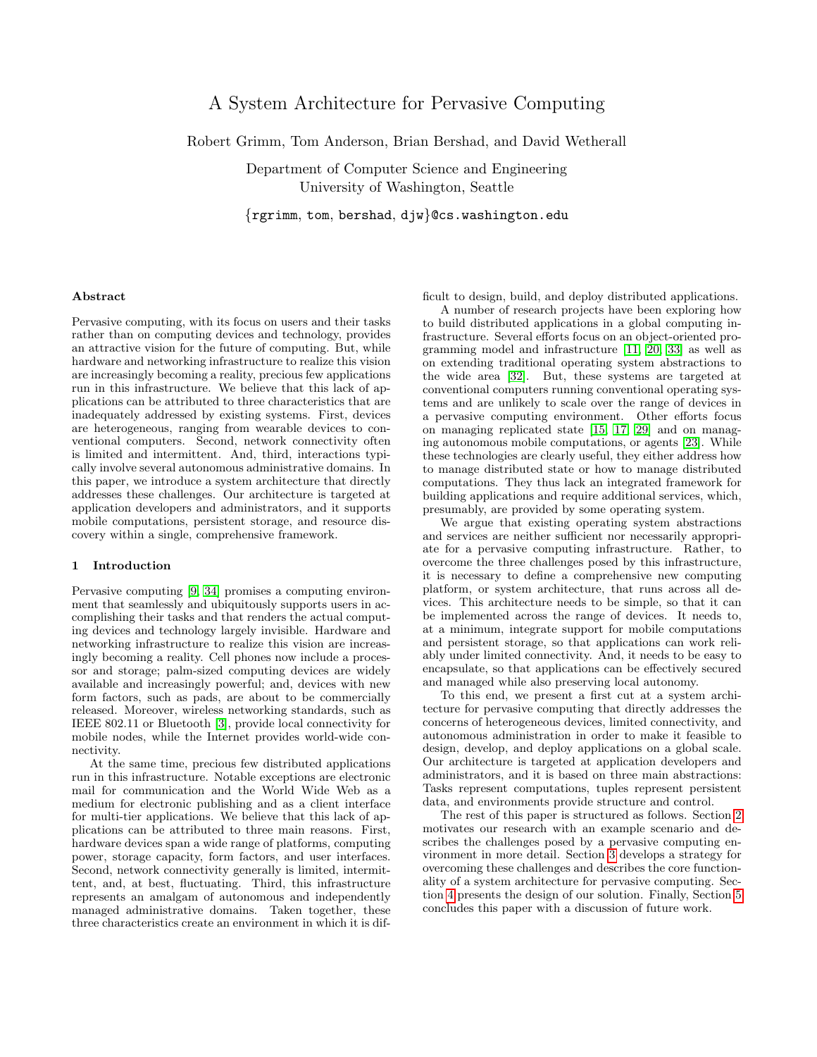# A System Architecture for Pervasive Computing

Robert Grimm, Tom Anderson, Brian Bershad, and David Wetherall

Department of Computer Science and Engineering
University of Washington, Seattle

{rgrimm, tom, bershad, djw}@cs.washington.edu

### Abstract

Pervasive computing, with its focus on users and their tasks rather than on computing devices and technology, provides an attractive vision for the future of computing. But, while hardware and networking infrastructure to realize this vision are increasingly becoming a reality, precious few applications run in this infrastructure. We believe that this lack of applications can be attributed to three characteristics that are inadequately addressed by existing systems. First, devices are heterogeneous, ranging from wearable devices to conventional computers. Second, network connectivity often is limited and intermittent. And, third, interactions typically involve several autonomous administrative domains. In this paper, we introduce a system architecture that directly addresses these challenges. Our architecture is targeted at application developers and administrators, and it supports mobile computations, persistent storage, and resource discovery within a single, comprehensive framework.

## 1 Introduction

Pervasive computing [9, 34] promises a computing environment that seamlessly and ubiquitously supports users in accomplishing their tasks and that renders the actual computing devices and technology largely invisible. Hardware and networking infrastructure to realize this vision are increasingly becoming a reality. Cell phones now include a processor and storage; palm-sized computing devices are widely available and increasingly powerful; and, devices with new form factors, such as pads, are about to be commercially released. Moreover, wireless networking standards, such as IEEE 802.11 or Bluetooth [3], provide local connectivity for mobile nodes, while the Internet provides world-wide connectivity.

At the same time, precious few distributed applications run in this infrastructure. Notable exceptions are electronic mail for communication and the World Wide Web as a medium for electronic publishing and as a client interface for multi-tier applications. We believe that this lack of applications can be attributed to three main reasons. First, hardware devices span a wide range of platforms, computing power, storage capacity, form factors, and user interfaces. Second, network connectivity generally is limited, intermittent, and, at best, fluctuating. Third, this infrastructure represents an amalgam of autonomous and independently managed administrative domains. Taken together, these three characteristics create an environment in which it is difficult to design, build, and deploy distributed applications.

A number of research projects have been exploring how to build distributed applications in a global computing infrastructure. Several efforts focus on an object-oriented programming model and infrastructure [11, 20, 33] as well as on extending traditional operating system abstractions to the wide area [32]. But, these systems are targeted at conventional computers running conventional operating systems and are unlikely to scale over the range of devices in a pervasive computing environment. Other efforts focus on managing replicated state [15, 17, 29] and on managing autonomous mobile computations, or agents [23]. While these technologies are clearly useful, they either address how to manage distributed state or how to manage distributed computations. They thus lack an integrated framework for building applications and require additional services, which, presumably, are provided by some operating system.

We argue that existing operating system abstractions and services are neither sufficient nor necessarily appropriate for a pervasive computing infrastructure. Rather, to overcome the three challenges posed by this infrastructure, it is necessary to define a comprehensive new computing platform, or system architecture, that runs across all devices. This architecture needs to be simple, so that it can be implemented across the range of devices. It needs to, at a minimum, integrate support for mobile computations and persistent storage, so that applications can work reliably under limited connectivity. And, it needs to be easy to encapsulate, so that applications can be effectively secured and managed while also preserving local autonomy.

To this end, we present a first cut at a system architecture for pervasive computing that directly addresses the concerns of heterogeneous devices, limited connectivity, and autonomous administration in order to make it feasible to design, develop, and deploy applications on a global scale. Our architecture is targeted at application developers and administrators, and it is based on three main abstractions: Tasks represent computations, tuples represent persistent data, and environments provide structure and control.

The rest of this paper is structured as follows. Section 2 motivates our research with an example scenario and describes the challenges posed by a pervasive computing environment in more detail. Section 3 develops a strategy for overcoming these challenges and describes the core functionality of a system architecture for pervasive computing. Section 4 presents the design of our solution. Finally, Section 5 concludes this paper with a discussion of future work.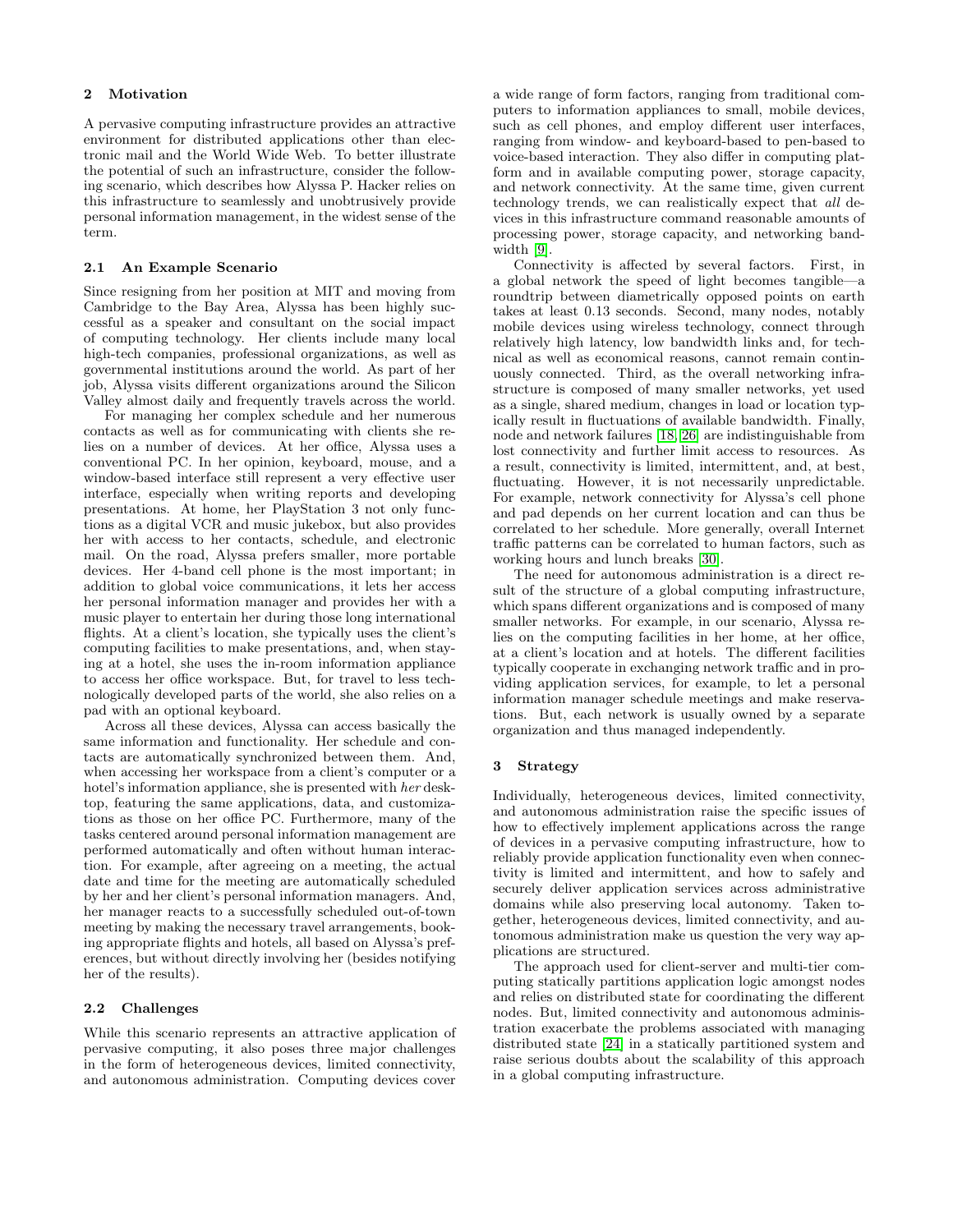## 2 Motivation

A pervasive computing infrastructure provides an attractive environment for distributed applications other than electronic mail and the World Wide Web. To better illustrate the potential of such an infrastructure, consider the following scenario, which describes how Alyssa P. Hacker relies on this infrastructure to seamlessly and unobtrusively provide personal information management, in the widest sense of the term.

### 2.1 An Example Scenario

Since resigning from her position at MIT and moving from Cambridge to the Bay Area, Alyssa has been highly successful as a speaker and consultant on the social impact of computing technology. Her clients include many local high-tech companies, professional organizations, as well as governmental institutions around the world. As part of her job, Alyssa visits different organizations around the Silicon Valley almost daily and frequently travels across the world.

For managing her complex schedule and her numerous contacts as well as for communicating with clients she relies on a number of devices. At her office, Alyssa uses a conventional PC. In her opinion, keyboard, mouse, and a window-based interface still represent a very effective user interface, especially when writing reports and developing presentations. At home, her PlayStation 3 not only functions as a digital VCR and music jukebox, but also provides her with access to her contacts, schedule, and electronic mail. On the road, Alyssa prefers smaller, more portable devices. Her 4-band cell phone is the most important; in addition to global voice communications, it lets her access her personal information manager and provides her with a music player to entertain her during those long international flights. At a client's location, she typically uses the client's computing facilities to make presentations, and, when staying at a hotel, she uses the in-room information appliance to access her office workspace. But, for travel to less technologically developed parts of the world, she also relies on a pad with an optional keyboard.

Across all these devices, Alyssa can access basically the same information and functionality. Her schedule and contacts are automatically synchronized between them. And, when accessing her workspace from a client's computer or a hotel's information appliance, she is presented with *her* desktop, featuring the same applications, data, and customizations as those on her office PC. Furthermore, many of the tasks centered around personal information management are performed automatically and often without human interaction. For example, after agreeing on a meeting, the actual date and time for the meeting are automatically scheduled by her and her client's personal information managers. And, her manager reacts to a successfully scheduled out-of-town meeting by making the necessary travel arrangements, booking appropriate flights and hotels, all based on Alyssa's preferences, but without directly involving her (besides notifying her of the results).

### 2.2 Challenges

While this scenario represents an attractive application of pervasive computing, it also poses three major challenges in the form of heterogeneous devices, limited connectivity, and autonomous administration. Computing devices cover a wide range of form factors, ranging from traditional computers to information appliances to small, mobile devices, such as cell phones, and employ different user interfaces, ranging from window- and keyboard-based to pen-based to voice-based interaction. They also differ in computing platform and in available computing power, storage capacity, and network connectivity. At the same time, given current technology trends, we can realistically expect that *all* devices in this infrastructure command reasonable amounts of processing power, storage capacity, and networking bandwidth [9].

Connectivity is affected by several factors. First, in a global network the speed of light becomes tangible—a roundtrip between diametrically opposed points on earth takes at least 0.13 seconds. Second, many nodes, notably mobile devices using wireless technology, connect through relatively high latency, low bandwidth links and, for technical as well as economical reasons, cannot remain continuously connected. Third, as the overall networking infrastructure is composed of many smaller networks, yet used as a single, shared medium, changes in load or location typically result in fluctuations of available bandwidth. Finally, node and network failures [18, 26] are indistinguishable from lost connectivity and further limit access to resources. As a result, connectivity is limited, intermittent, and, at best, fluctuating. However, it is not necessarily unpredictable. For example, network connectivity for Alyssa's cell phone and pad depends on her current location and can thus be correlated to her schedule. More generally, overall Internet traffic patterns can be correlated to human factors, such as working hours and lunch breaks [30].

The need for autonomous administration is a direct result of the structure of a global computing infrastructure, which spans different organizations and is composed of many smaller networks. For example, in our scenario, Alyssa relies on the computing facilities in her home, at her office, at a client's location and at hotels. The different facilities typically cooperate in exchanging network traffic and in providing application services, for example, to let a personal information manager schedule meetings and make reservations. But, each network is usually owned by a separate organization and thus managed independently.

## 3 Strategy

Individually, heterogeneous devices, limited connectivity, and autonomous administration raise the specific issues of how to effectively implement applications across the range of devices in a pervasive computing infrastructure, how to reliably provide application functionality even when connectivity is limited and intermittent, and how to safely and securely deliver application services across administrative domains while also preserving local autonomy. Taken together, heterogeneous devices, limited connectivity, and autonomous administration make us question the very way applications are structured.

The approach used for client-server and multi-tier computing statically partitions application logic amongst nodes and relies on distributed state for coordinating the different nodes. But, limited connectivity and autonomous administration exacerbate the problems associated with managing distributed state [24] in a statically partitioned system and raise serious doubts about the scalability of this approach in a global computing infrastructure.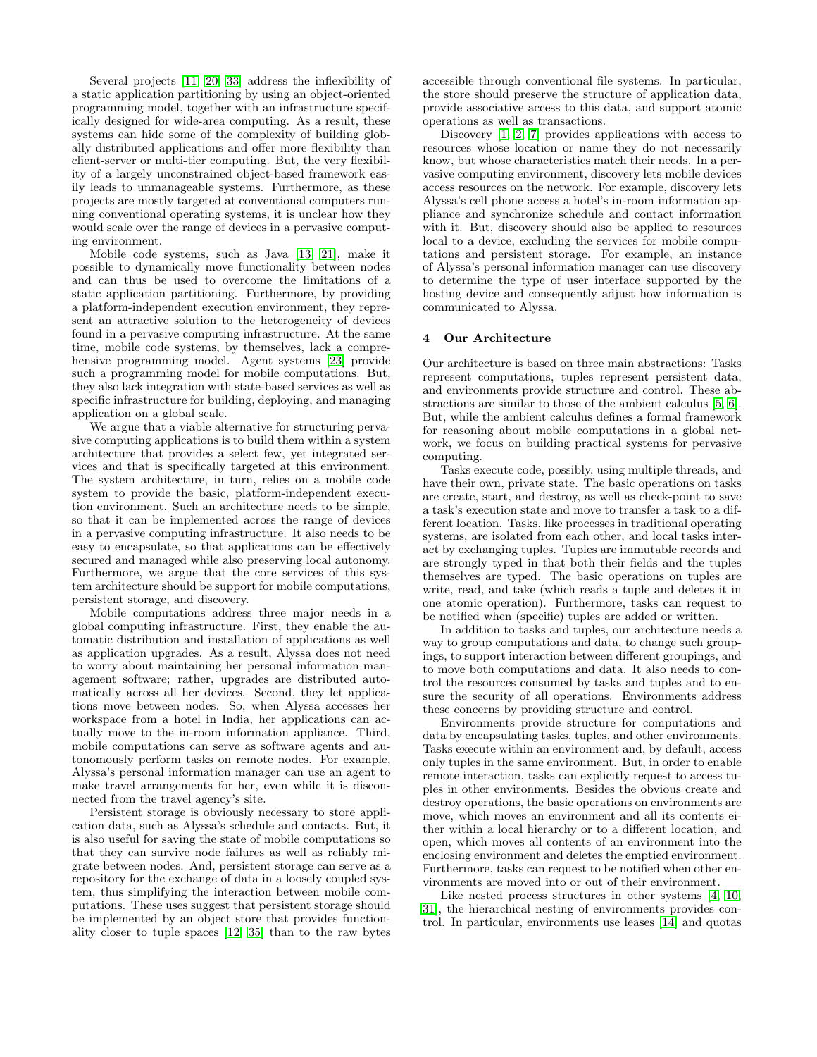Several projects [11, 20, 33] address the inflexibility of a static application partitioning by using an object-oriented programming model, together with an infrastructure specifically designed for wide-area computing. As a result, these systems can hide some of the complexity of building globally distributed applications and offer more flexibility than client-server or multi-tier computing. But, the very flexibility of a largely unconstrained object-based framework easily leads to unmanageable systems. Furthermore, as these projects are mostly targeted at conventional computers running conventional operating systems, it is unclear how they would scale over the range of devices in a pervasive computing environment.

Mobile code systems, such as Java [13, 21], make it possible to dynamically move functionality between nodes and can thus be used to overcome the limitations of a static application partitioning. Furthermore, by providing a platform-independent execution environment, they represent an attractive solution to the heterogeneity of devices found in a pervasive computing infrastructure. At the same time, mobile code systems, by themselves, lack a comprehensive programming model. Agent systems [23] provide such a programming model for mobile computations. But, they also lack integration with state-based services as well as specific infrastructure for building, deploying, and managing application on a global scale.

We argue that a viable alternative for structuring pervasive computing applications is to build them within a system architecture that provides a select few, yet integrated services and that is specifically targeted at this environment. The system architecture, in turn, relies on a mobile code system to provide the basic, platform-independent execution environment. Such an architecture needs to be simple, so that it can be implemented across the range of devices in a pervasive computing infrastructure. It also needs to be easy to encapsulate, so that applications can be effectively secured and managed while also preserving local autonomy. Furthermore, we argue that the core services of this system architecture should be support for mobile computations, persistent storage, and discovery.

Mobile computations address three major needs in a global computing infrastructure. First, they enable the automatic distribution and installation of applications as well as application upgrades. As a result, Alyssa does not need to worry about maintaining her personal information management software; rather, upgrades are distributed automatically across all her devices. Second, they let applications move between nodes. So, when Alyssa accesses her workspace from a hotel in India, her applications can actually move to the in-room information appliance. Third, mobile computations can serve as software agents and autonomously perform tasks on remote nodes. For example, Alyssa's personal information manager can use an agent to make travel arrangements for her, even while it is disconnected from the travel agency's site.

Persistent storage is obviously necessary to store application data, such as Alyssa's schedule and contacts. But, it is also useful for saving the state of mobile computations so that they can survive node failures as well as reliably migrate between nodes. And, persistent storage can serve as a repository for the exchange of data in a loosely coupled system, thus simplifying the interaction between mobile computations. These uses suggest that persistent storage should be implemented by an object store that provides functionality closer to tuple spaces [12, 35] than to the raw bytes accessible through conventional file systems. In particular, the store should preserve the structure of application data, provide associative access to this data, and support atomic operations as well as transactions.

Discovery [1, 2, 7] provides applications with access to resources whose location or name they do not necessarily know, but whose characteristics match their needs. In a pervasive computing environment, discovery lets mobile devices access resources on the network. For example, discovery lets Alyssa's cell phone access a hotel's in-room information appliance and synchronize schedule and contact information with it. But, discovery should also be applied to resources local to a device, excluding the services for mobile computations and persistent storage. For example, an instance of Alyssa's personal information manager can use discovery to determine the type of user interface supported by the hosting device and consequently adjust how information is communicated to Alyssa.

## 4 Our Architecture

Our architecture is based on three main abstractions: Tasks represent computations, tuples represent persistent data, and environments provide structure and control. These abstractions are similar to those of the ambient calculus [5, 6]. But, while the ambient calculus defines a formal framework for reasoning about mobile computations in a global network, we focus on building practical systems for pervasive computing.

Tasks execute code, possibly, using multiple threads, and have their own, private state. The basic operations on tasks are create, start, and destroy, as well as check-point to save a task's execution state and move to transfer a task to a different location. Tasks, like processes in traditional operating systems, are isolated from each other, and local tasks interact by exchanging tuples. Tuples are immutable records and are strongly typed in that both their fields and the tuples themselves are typed. The basic operations on tuples are write, read, and take (which reads a tuple and deletes it in one atomic operation). Furthermore, tasks can request to be notified when (specific) tuples are added or written.

In addition to tasks and tuples, our architecture needs a way to group computations and data, to change such groupings, to support interaction between different groupings, and to move both computations and data. It also needs to control the resources consumed by tasks and tuples and to ensure the security of all operations. Environments address these concerns by providing structure and control.

Environments provide structure for computations and data by encapsulating tasks, tuples, and other environments. Tasks execute within an environment and, by default, access only tuples in the same environment. But, in order to enable remote interaction, tasks can explicitly request to access tuples in other environments. Besides the obvious create and destroy operations, the basic operations on environments are move, which moves an environment and all its contents either within a local hierarchy or to a different location, and open, which moves all contents of an environment into the enclosing environment and deletes the emptied environment. Furthermore, tasks can request to be notified when other environments are moved into or out of their environment.

Like nested process structures in other systems [4, 10, 31], the hierarchical nesting of environments provides control. In particular, environments use leases [14] and quotas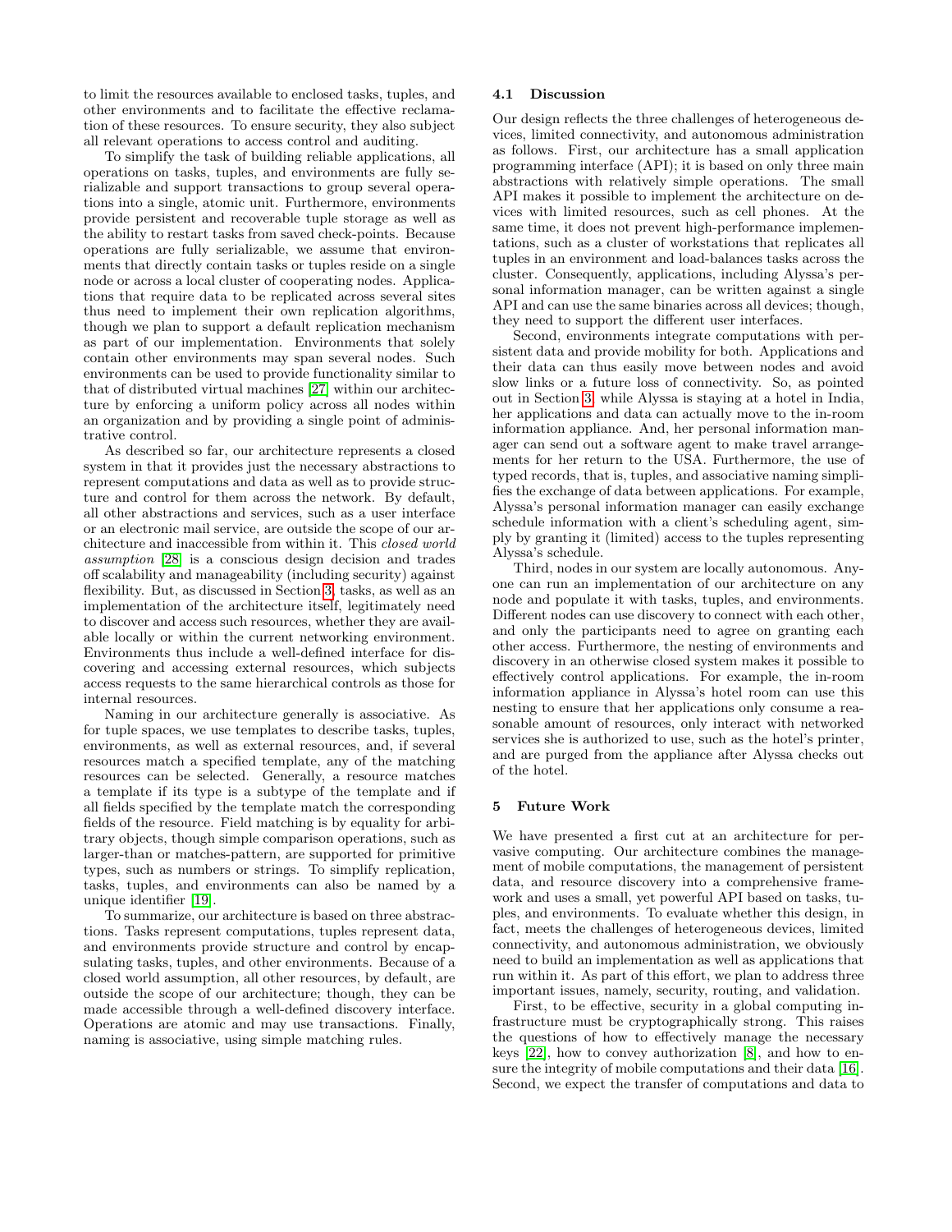to limit the resources available to enclosed tasks, tuples, and other environments and to facilitate the effective reclamation of these resources. To ensure security, they also subject all relevant operations to access control and auditing.

To simplify the task of building reliable applications, all operations on tasks, tuples, and environments are fully serializable and support transactions to group several operations into a single, atomic unit. Furthermore, environments provide persistent and recoverable tuple storage as well as the ability to restart tasks from saved check-points. Because operations are fully serializable, we assume that environments that directly contain tasks or tuples reside on a single node or across a local cluster of cooperating nodes. Applications that require data to be replicated across several sites thus need to implement their own replication algorithms, though we plan to support a default replication mechanism as part of our implementation. Environments that solely contain other environments may span several nodes. Such environments can be used to provide functionality similar to that of distributed virtual machines [27] within our architecture by enforcing a uniform policy across all nodes within an organization and by providing a single point of administrative control.

As described so far, our architecture represents a closed system in that it provides just the necessary abstractions to represent computations and data as well as to provide structure and control for them across the network. By default, all other abstractions and services, such as a user interface or an electronic mail service, are outside the scope of our architecture and inaccessible from within it. This *closed world assumption* [28] is a conscious design decision and trades off scalability and manageability (including security) against flexibility. But, as discussed in Section 3, tasks, as well as an implementation of the architecture itself, legitimately need to discover and access such resources, whether they are available locally or within the current networking environment. Environments thus include a well-defined interface for discovering and accessing external resources, which subjects access requests to the same hierarchical controls as those for internal resources.

Naming in our architecture generally is associative. As for tuple spaces, we use templates to describe tasks, tuples, environments, as well as external resources, and, if several resources match a specified template, any of the matching resources can be selected. Generally, a resource matches a template if its type is a subtype of the template and if all fields specified by the template match the corresponding fields of the resource. Field matching is by equality for arbitrary objects, though simple comparison operations, such as larger-than or matches-pattern, are supported for primitive types, such as numbers or strings. To simplify replication, tasks, tuples, and environments can also be named by a unique identifier [19].

To summarize, our architecture is based on three abstractions. Tasks represent computations, tuples represent data, and environments provide structure and control by encapsulating tasks, tuples, and other environments. Because of a closed world assumption, all other resources, by default, are outside the scope of our architecture; though, they can be made accessible through a well-defined discovery interface. Operations are atomic and may use transactions. Finally, naming is associative, using simple matching rules.

### 4.1 Discussion

Our design reflects the three challenges of heterogeneous devices, limited connectivity, and autonomous administration as follows. First, our architecture has a small application programming interface (API); it is based on only three main abstractions with relatively simple operations. The small API makes it possible to implement the architecture on devices with limited resources, such as cell phones. At the same time, it does not prevent high-performance implementations, such as a cluster of workstations that replicates all tuples in an environment and load-balances tasks across the cluster. Consequently, applications, including Alyssa's personal information manager, can be written against a single API and can use the same binaries across all devices; though, they need to support the different user interfaces.

Second, environments integrate computations with persistent data and provide mobility for both. Applications and their data can thus easily move between nodes and avoid slow links or a future loss of connectivity. So, as pointed out in Section 3, while Alyssa is staying at a hotel in India, her applications and data can actually move to the in-room information appliance. And, her personal information manager can send out a software agent to make travel arrangements for her return to the USA. Furthermore, the use of typed records, that is, tuples, and associative naming simplifies the exchange of data between applications. For example, Alyssa's personal information manager can easily exchange schedule information with a client's scheduling agent, simply by granting it (limited) access to the tuples representing Alyssa's schedule.

Third, nodes in our system are locally autonomous. Anyone can run an implementation of our architecture on any node and populate it with tasks, tuples, and environments. Different nodes can use discovery to connect with each other, and only the participants need to agree on granting each other access. Furthermore, the nesting of environments and discovery in an otherwise closed system makes it possible to effectively control applications. For example, the in-room information appliance in Alyssa's hotel room can use this nesting to ensure that her applications only consume a reasonable amount of resources, only interact with networked services she is authorized to use, such as the hotel's printer, and are purged from the appliance after Alyssa checks out of the hotel.

## 5 Future Work

We have presented a first cut at an architecture for pervasive computing. Our architecture combines the management of mobile computations, the management of persistent data, and resource discovery into a comprehensive framework and uses a small, yet powerful API based on tasks, tuples, and environments. To evaluate whether this design, in fact, meets the challenges of heterogeneous devices, limited connectivity, and autonomous administration, we obviously need to build an implementation as well as applications that run within it. As part of this effort, we plan to address three important issues, namely, security, routing, and validation.

First, to be effective, security in a global computing infrastructure must be cryptographically strong. This raises the questions of how to effectively manage the necessary keys [22], how to convey authorization [8], and how to ensure the integrity of mobile computations and their data [16]. Second, we expect the transfer of computations and data to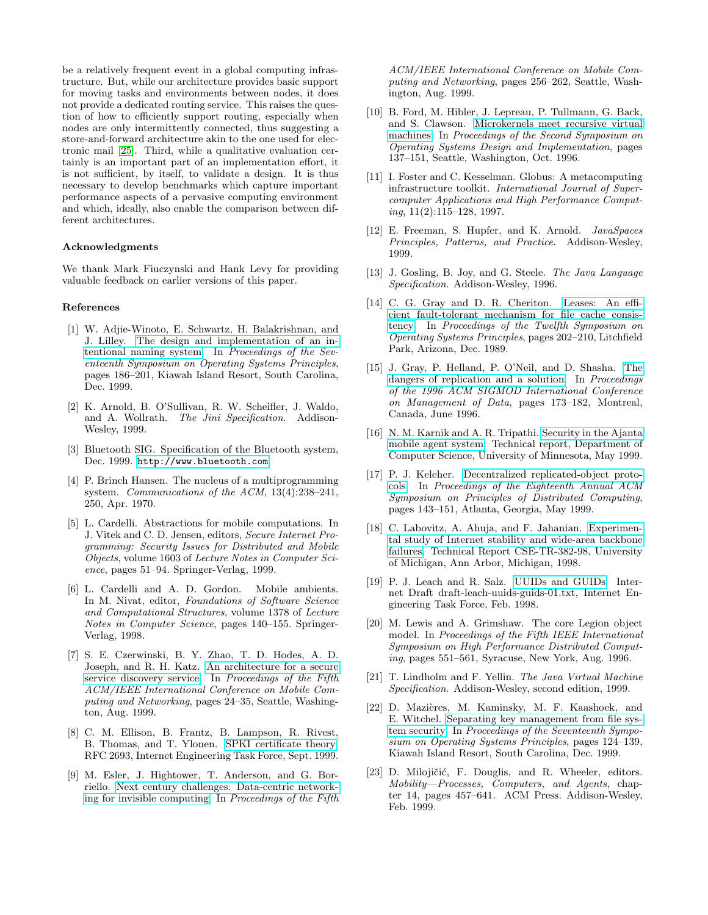be a relatively frequent event in a global computing infrastructure. But, while our architecture provides basic support for moving tasks and environments between nodes, it does not provide a dedicated routing service. This raises the question of how to efficiently support routing, especially when nodes are only intermittently connected, thus suggesting a store-and-forward architecture akin to the one used for electronic mail [25]. Third, while a qualitative evaluation certainly is an important part of an implementation effort, it is not sufficient, by itself, to validate a design. It is thus necessary to develop benchmarks which capture important performance aspects of a pervasive computing environment and which, ideally, also enable the comparison between different architectures.

### Acknowledgments

We thank Mark Fiuczynski and Hank Levy for providing valuable feedback on earlier versions of this paper.

### References

[1] W. Adjie-Winoto, E. Schwartz, H. Balakrishnan, and J. Lilley. The design and implementation of an intentional naming system. In *Proceedings of the Seventeenth Symposium on Operating Systems Principles*, pages 186–201, Kiawah Island Resort, South Carolina, Dec. 1999.

[2] K. Arnold, B. O'Sullivan, R. W. Scheifler, J. Waldo, and A. Wollrath. *The Jini Specification*. Addison-Wesley, 1999.

[3] Bluetooth SIG. Specification of the Bluetooth system, Dec. 1999. `http://www.bluetooth.com`.

[4] P. Brinch Hansen. The nucleus of a multiprogramming system. *Communications of the ACM*, 13(4):238–241, 250, Apr. 1970.

[5] L. Cardelli. Abstractions for mobile computations. In J. Vitek and C. D. Jensen, editors, *Secure Internet Programming: Security Issues for Distributed and Mobile Objects*, volume 1603 of *Lecture Notes in Computer Science*, pages 51–94. Springer-Verlag, 1999.

[6] L. Cardelli and A. D. Gordon. Mobile ambients. In M. Nivat, editor, *Foundations of Software Science and Computational Structures*, volume 1378 of *Lecture Notes in Computer Science*, pages 140–155. Springer-Verlag, 1998.

[7] S. E. Czerwinski, B. Y. Zhao, T. D. Hodes, A. D. Joseph, and R. H. Katz. An architecture for a secure service discovery service. In *Proceedings of the Fifth ACM/IEEE International Conference on Mobile Computing and Networking*, pages 24–35, Seattle, Washington, Aug. 1999.

[8] C. M. Ellison, B. Frantz, B. Lampson, R. Rivest, B. Thomas, and T. Ylonen. SPKI certificate theory. RFC 2693, Internet Engineering Task Force, Sept. 1999.

[9] M. Esler, J. Hightower, T. Anderson, and G. Borriello. Next century challenges: Data-centric networking for invisible computing. In *Proceedings of the Fifth ACM/IEEE International Conference on Mobile Computing and Networking*, pages 256–262, Seattle, Washington, Aug. 1999.

[10] B. Ford, M. Hibler, J. Lepreau, P. Tullmann, G. Back, and S. Clawson. Microkernels meet recursive virtual machines. In *Proceedings of the Second Symposium on Operating Systems Design and Implementation*, pages 137–151, Seattle, Washington, Oct. 1996.

[11] I. Foster and C. Kesselman. Globus: A metacomputing infrastructure toolkit. *International Journal of Supercomputer Applications and High Performance Computing*, 11(2):115–128, 1997.

[12] E. Freeman, S. Hupfer, and K. Arnold. *JavaSpaces Principles, Patterns, and Practice*. Addison-Wesley, 1999.

[13] J. Gosling, B. Joy, and G. Steele. *The Java Language Specification*. Addison-Wesley, 1996.

[14] C. G. Gray and D. R. Cheriton. Leases: An efficient fault-tolerant mechanism for file cache consistency. In *Proceedings of the Twelfth Symposium on Operating Systems Principles*, pages 202–210, Litchfield Park, Arizona, Dec. 1989.

[15] J. Gray, P. Helland, P. O'Neil, and D. Shasha. The dangers of replication and a solution. In *Proceedings of the 1996 ACM SIGMOD International Conference on Management of Data*, pages 173–182, Montreal, Canada, June 1996.

[16] N. M. Karnik and A. R. Tripathi. Security in the Ajanta mobile agent system. Technical report, Department of Computer Science, University of Minnesota, May 1999.

[17] P. J. Keleher. Decentralized replicated-object protocols. In *Proceedings of the Eighteenth Annual ACM Symposium on Principles of Distributed Computing*, pages 143–151, Atlanta, Georgia, May 1999.

[18] C. Labovitz, A. Ahuja, and F. Jahanian. Experimental study of Internet stability and wide-area backbone failures. Technical Report CSE-TR-382-98, University of Michigan, Ann Arbor, Michigan, 1998.

[19] P. J. Leach and R. Salz. UUIDs and GUIDs. Internet Draft draft-leach-uuids-guids-01.txt, Internet Engineering Task Force, Feb. 1998.

[20] M. Lewis and A. Grimshaw. The core Legion object model. In *Proceedings of the Fifth IEEE International Symposium on High Performance Distributed Computing*, pages 551–561, Syracuse, New York, Aug. 1996.

[21] T. Lindholm and F. Yellin. *The Java Virtual Machine Specification*. Addison-Wesley, second edition, 1999.

[22] D. Mazières, M. Kaminsky, M. F. Kaashoek, and E. Witchel. Separating key management from file system security. In *Proceedings of the Seventeenth Symposium on Operating Systems Principles*, pages 124–139, Kiawah Island Resort, South Carolina, Dec. 1999.

[23] D. Milojičić, F. Douglis, and R. Wheeler, editors. *Mobility—Processes, Computers, and Agents*, chapter 14, pages 457–641. ACM Press. Addison-Wesley, Feb. 1999.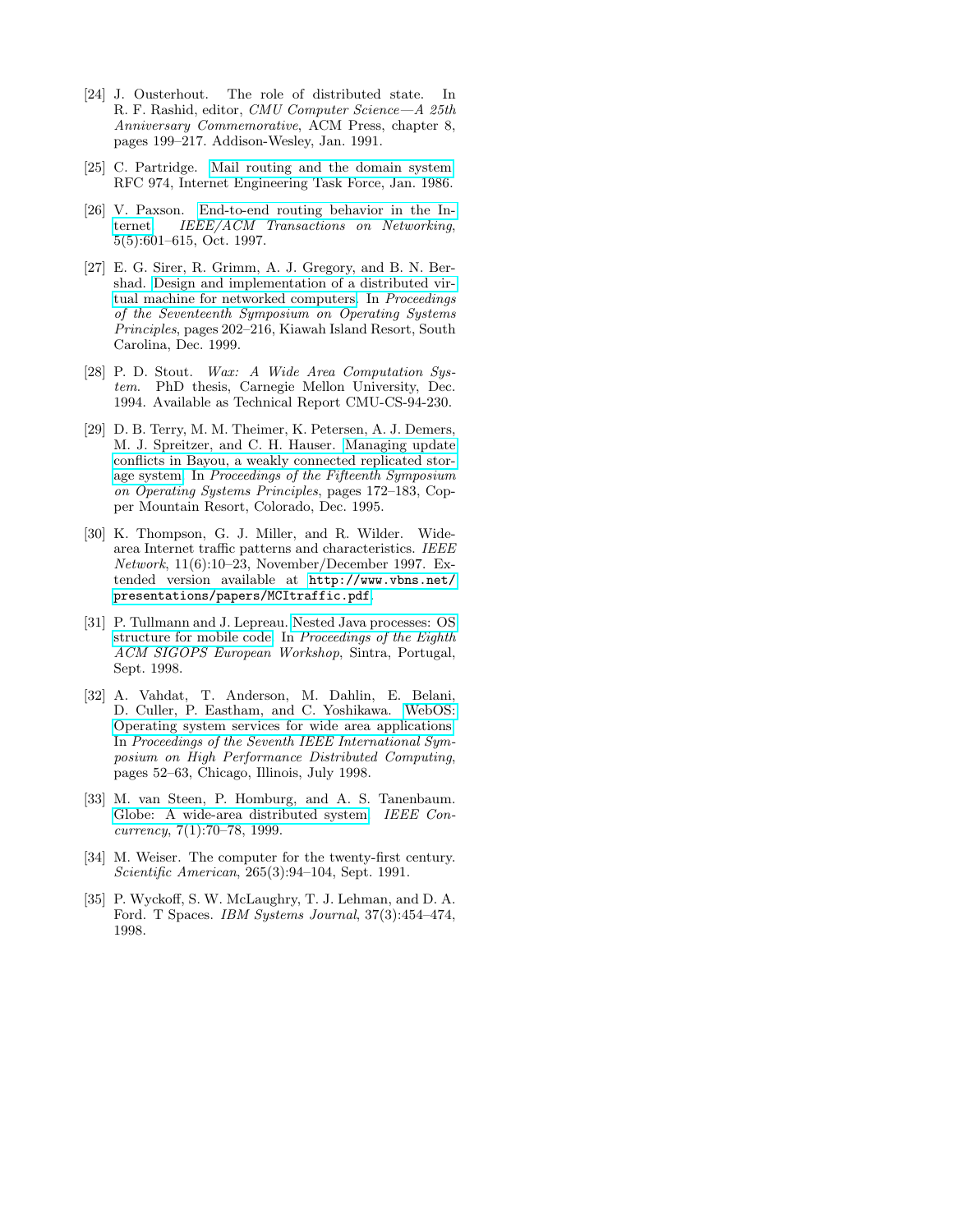[24] J. Ousterhout. The role of distributed state. In R. F. Rashid, editor, *CMU Computer Science—A 25th Anniversary Commemorative*, ACM Press, chapter 8, pages 199–217. Addison-Wesley, Jan. 1991.

[25] C. Partridge. Mail routing and the domain system. RFC 974, Internet Engineering Task Force, Jan. 1986.

[26] V. Paxson. End-to-end routing behavior in the Internet. *IEEE/ACM Transactions on Networking*, 5(5):601–615, Oct. 1997.

[27] E. G. Sirer, R. Grimm, A. J. Gregory, and B. N. Bershad. Design and implementation of a distributed virtual machine for networked computers. In *Proceedings of the Seventeenth Symposium on Operating Systems Principles*, pages 202–216, Kiawah Island Resort, South Carolina, Dec. 1999.

[28] P. D. Stout. *Wax: A Wide Area Computation System*. PhD thesis, Carnegie Mellon University, Dec. 1994. Available as Technical Report CMU-CS-94-230.

[29] D. B. Terry, M. M. Theimer, K. Petersen, A. J. Demers, M. J. Spreitzer, and C. H. Hauser. Managing update conflicts in Bayou, a weakly connected replicated storage system. In *Proceedings of the Fifteenth Symposium on Operating Systems Principles*, pages 172–183, Copper Mountain Resort, Colorado, Dec. 1995.

[30] K. Thompson, G. J. Miller, and R. Wilder. Wide-area Internet traffic patterns and characteristics. *IEEE Network*, 11(6):10–23, November/December 1997. Extended version available at `http://www.vbns.net/presentations/papers/MCItraffic.pdf`.

[31] P. Tullmann and J. Lepreau. Nested Java processes: OS structure for mobile code. In *Proceedings of the Eighth ACM SIGOPS European Workshop*, Sintra, Portugal, Sept. 1998.

[32] A. Vahdat, T. Anderson, M. Dahlin, E. Belani, D. Culler, P. Eastham, and C. Yoshikawa. WebOS: Operating system services for wide area applications. In *Proceedings of the Seventh IEEE International Symposium on High Performance Distributed Computing*, pages 52–63, Chicago, Illinois, July 1998.

[33] M. van Steen, P. Homburg, and A. S. Tanenbaum. Globe: A wide-area distributed system. *IEEE Concurrency*, 7(1):70–78, 1999.

[34] M. Weiser. The computer for the twenty-first century. *Scientific American*, 265(3):94–104, Sept. 1991.

[35] P. Wyckoff, S. W. McLaughry, T. J. Lehman, and D. A. Ford. T Spaces. *IBM Systems Journal*, 37(3):454–474, 1998.